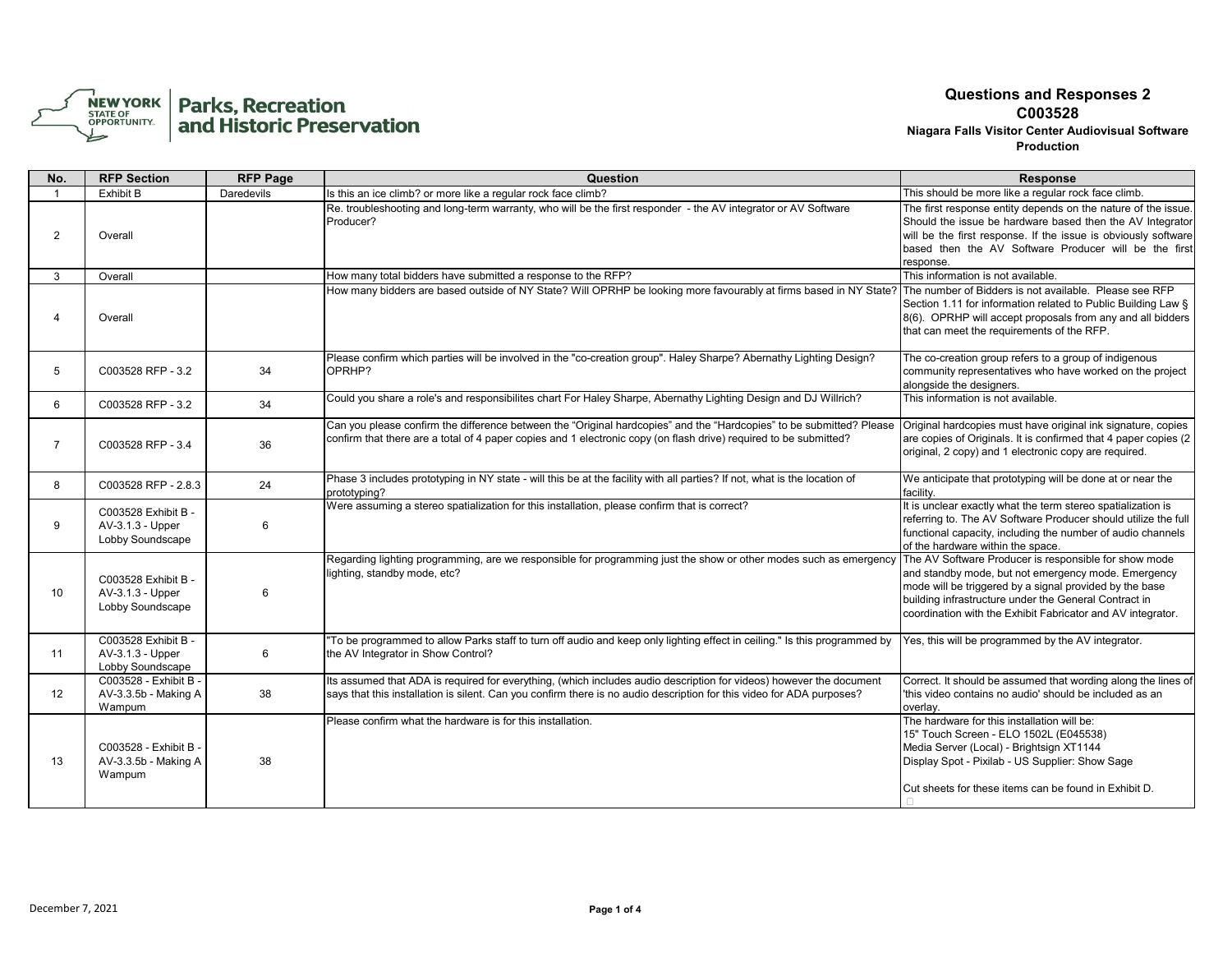# Questions and Responses 2
## C003528
### Niagara Falls Visitor Center Audiovisual Software Production

New York State of Opportunity. Parks, Recreation and Historic Preservation

| No. | RFP Section | RFP Page | Question | Response |
|---|---|---|---|---|
| 1 | Exhibit B | Daredevils | Is this an ice climb? or more like a regular rock face climb? | This should be more like a regular rock face climb. |
| 2 | Overall | | Re. troubleshooting and long-term warranty, who will be the first responder - the AV integrator or AV Software Producer? | The first response entity depends on the nature of the issue. Should the issue be hardware based then the AV Integrator will be the first response. If the issue is obviously software based then the AV Software Producer will be the first response. |
| 3 | Overall | | How many total bidders have submitted a response to the RFP? | This information is not available. |
| 4 | Overall | | How many bidders are based outside of NY State? Will OPRHP be looking more favourably at firms based in NY State? | The number of Bidders is not available. Please see RFP Section 1.11 for information related to Public Building Law § 8(6). OPRHP will accept proposals from any and all bidders that can meet the requirements of the RFP. |
| 5 | C003528 RFP - 3.2 | 34 | Please confirm which parties will be involved in the "co-creation group". Haley Sharpe? Abernathy Lighting Design? OPRHP? | The co-creation group refers to a group of indigenous community representatives who have worked on the project alongside the designers. |
| 6 | C003528 RFP - 3.2 | 34 | Could you share a role's and responsibilites chart For Haley Sharpe, Abernathy Lighting Design and DJ Willrich? | This information is not available. |
| 7 | C003528 RFP - 3.4 | 36 | Can you please confirm the difference between the "Original hardcopies" and the "Hardcopies" to be submitted? Please confirm that there are a total of 4 paper copies and 1 electronic copy (on flash drive) required to be submitted? | Original hardcopies must have original ink signature, copies are copies of Originals. It is confirmed that 4 paper copies (2 original, 2 copy) and 1 electronic copy are required. |
| 8 | C003528 RFP - 2.8.3 | 24 | Phase 3 includes prototyping in NY state - will this be at the facility with all parties? If not, what is the location of prototyping? | We anticipate that prototyping will be done at or near the facility. |
| 9 | C003528 Exhibit B - AV-3.1.3 - Upper Lobby Soundscape | 6 | Were assuming a stereo spatialization for this installation, please confirm that is correct? | It is unclear exactly what the term stereo spatialization is referring to. The AV Software Producer should utilize the full functional capacity, including the number of audio channels of the hardware within the space. |
| 10 | C003528 Exhibit B - AV-3.1.3 - Upper Lobby Soundscape | 6 | Regarding lighting programming, are we responsible for programming just the show or other modes such as emergency lighting, standby mode, etc? | The AV Software Producer is responsible for show mode and standby mode, but not emergency mode. Emergency mode will be triggered by a signal provided by the base building infrastructure under the General Contract in coordination with the Exhibit Fabricator and AV integrator. |
| 11 | C003528 Exhibit B - AV-3.1.3 - Upper Lobby Soundscape | 6 | "To be programmed to allow Parks staff to turn off audio and keep only lighting effect in ceiling." Is this programmed by the AV Integrator in Show Control? | Yes, this will be programmed by the AV integrator. |
| 12 | C003528 - Exhibit B - AV-3.3.5b - Making A Wampum | 38 | Its assumed that ADA is required for everything, (which includes audio description for videos) however the document says that this installation is silent. Can you confirm there is no audio description for this video for ADA purposes? | Correct. It should be assumed that wording along the lines of 'this video contains no audio' should be included as an overlay. |
| 13 | C003528 - Exhibit B - AV-3.3.5b - Making A Wampum | 38 | Please confirm what the hardware is for this installation. | The hardware for this installation will be:<br>15" Touch Screen - ELO 1502L (E045538)<br>Media Server (Local) - Brightsign XT1144<br>Display Spot - Pixilab - US Supplier: Show Sage<br><br>Cut sheets for these items can be found in Exhibit D. |

December 7, 2021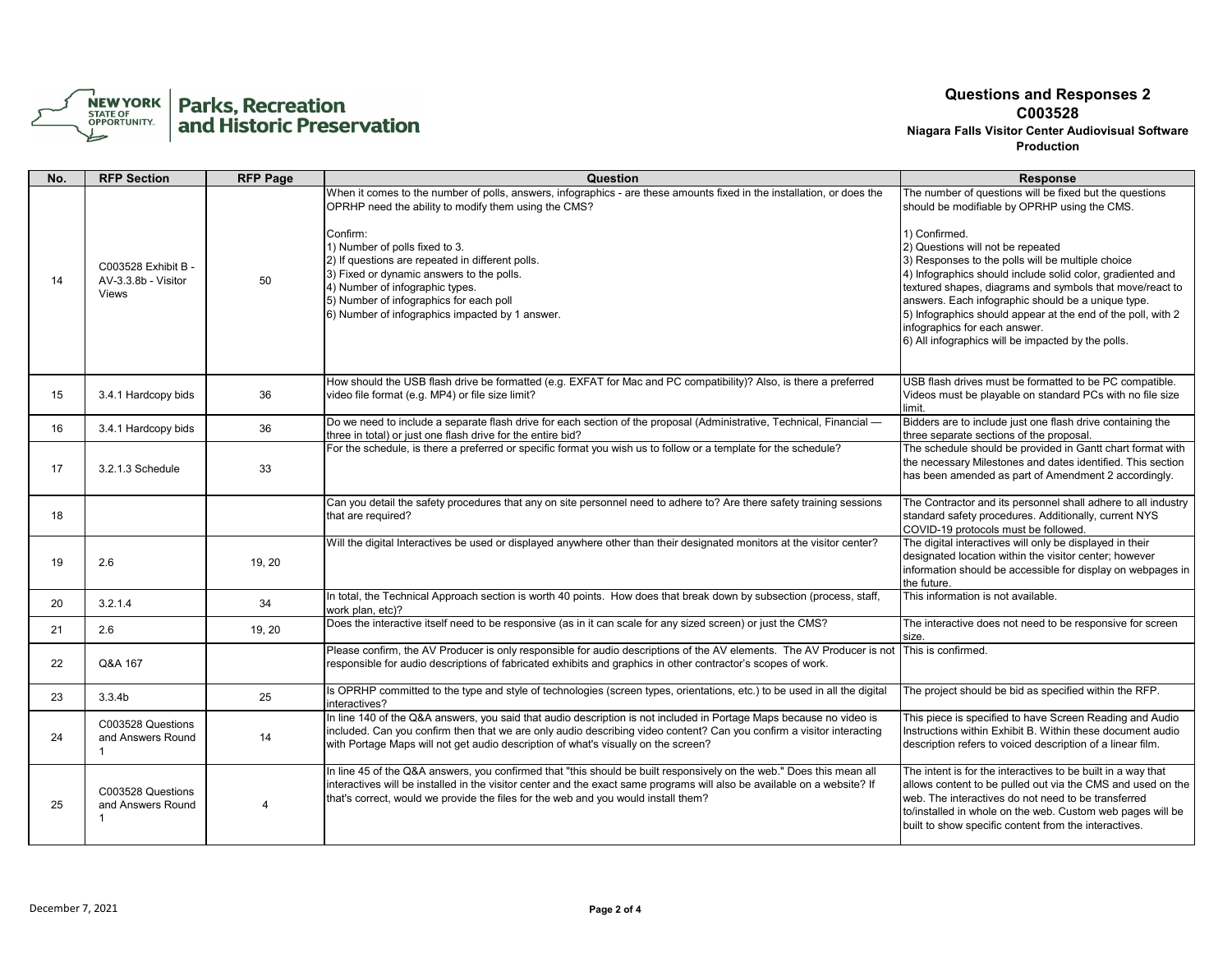# Questions and Responses 2
## C003528
### Niagara Falls Visitor Center Audiovisual Software Production

| No. | RFP Section | RFP Page | Question | Response |
|---|---|---|---|---|
| 14 | C003528 Exhibit B - AV-3.3.8b - Visitor Views | 50 | When it comes to the number of polls, answers, infographics - are these amounts fixed in the installation, or does the OPRHP need the ability to modify them using the CMS?<br><br>Confirm:<br>1) Number of polls fixed to 3.<br>2) If questions are repeated in different polls.<br>3) Fixed or dynamic answers to the polls.<br>4) Number of infographic types.<br>5) Number of infographics for each poll<br>6) Number of infographics impacted by 1 answer. | The number of questions will be fixed but the questions should be modifiable by OPRHP using the CMS.<br><br>1) Confirmed.<br>2) Questions will not be repeated<br>3) Responses to the polls will be multiple choice<br>4) Infographics should include solid color, gradiented and textured shapes, diagrams and symbols that move/react to answers. Each infographic should be a unique type.<br>5) Infographics should appear at the end of the poll, with 2 infographics for each answer.<br>6) All infographics will be impacted by the polls. |
| 15 | 3.4.1 Hardcopy bids | 36 | How should the USB flash drive be formatted (e.g. EXFAT for Mac and PC compatibility)? Also, is there a preferred video file format (e.g. MP4) or file size limit? | USB flash drives must be formatted to be PC compatible. Videos must be playable on standard PCs with no file size limit. |
| 16 | 3.4.1 Hardcopy bids | 36 | Do we need to include a separate flash drive for each section of the proposal (Administrative, Technical, Financial — three in total) or just one flash drive for the entire bid? | Bidders are to include just one flash drive containing the three separate sections of the proposal. |
| 17 | 3.2.1.3 Schedule | 33 | For the schedule, is there a preferred or specific format you wish us to follow or a template for the schedule? | The schedule should be provided in Gantt chart format with the necessary Milestones and dates identified. This section has been amended as part of Amendment 2 accordingly. |
| 18 | | | Can you detail the safety procedures that any on site personnel need to adhere to? Are there safety training sessions that are required? | The Contractor and its personnel shall adhere to all industry standard safety procedures. Additionally, current NYS COVID-19 protocols must be followed. |
| 19 | 2.6 | 19, 20 | Will the digital Interactives be used or displayed anywhere other than their designated monitors at the visitor center? | The digital interactives will only be displayed in their designated location within the visitor center; however information should be accessible for display on webpages in the future. |
| 20 | 3.2.1.4 | 34 | In total, the Technical Approach section is worth 40 points. How does that break down by subsection (process, staff, work plan, etc)? | This information is not available. |
| 21 | 2.6 | 19, 20 | Does the interactive itself need to be responsive (as in it can scale for any sized screen) or just the CMS? | The interactive does not need to be responsive for screen size. |
| 22 | Q&A 167 | | Please confirm, the AV Producer is only responsible for audio descriptions of the AV elements. The AV Producer is not responsible for audio descriptions of fabricated exhibits and graphics in other contractor's scopes of work. | This is confirmed. |
| 23 | 3.3.4b | 25 | Is OPRHP committed to the type and style of technologies (screen types, orientations, etc.) to be used in all the digital interactives? | The project should be bid as specified within the RFP. |
| 24 | C003528 Questions and Answers Round 1 | 14 | In line 140 of the Q&A answers, you said that audio description is not included in Portage Maps because no video is included. Can you confirm then that we are only audio describing video content? Can you confirm a visitor interacting with Portage Maps will not get audio description of what's visually on the screen? | This piece is specified to have Screen Reading and Audio Instructions within Exhibit B. Within these document audio description refers to voiced description of a linear film. |
| 25 | C003528 Questions and Answers Round 1 | 4 | In line 45 of the Q&A answers, you confirmed that "this should be built responsively on the web." Does this mean all interactives will be installed in the visitor center and the exact same programs will also be available on a website? If that's correct, would we provide the files for the web and you would install them? | The intent is for the interactives to be built in a way that allows content to be pulled out via the CMS and used on the web. The interactives do not need to be transferred to/installed in whole on the web. Custom web pages will be built to show specific content from the interactives. |

December 7, 2021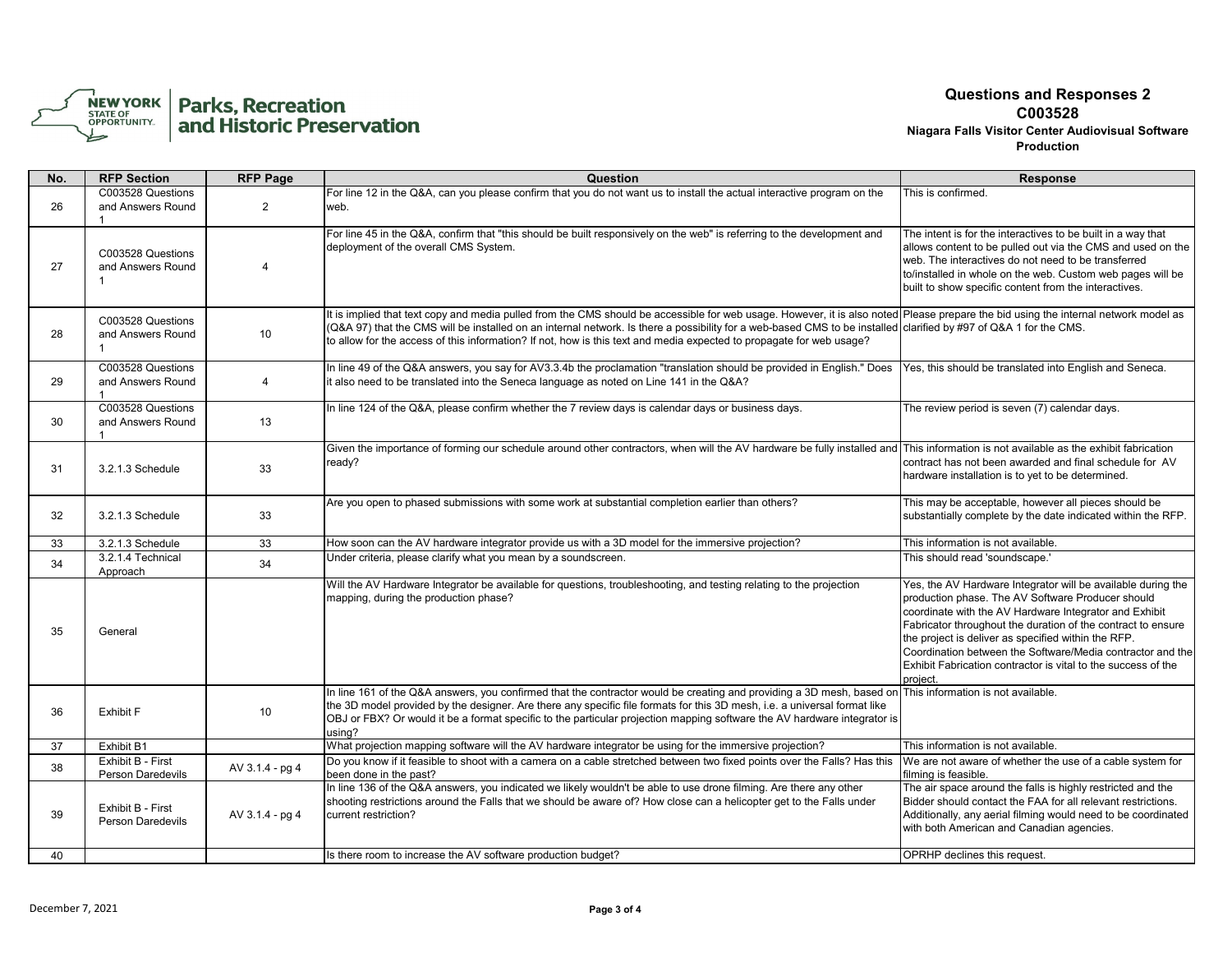**Questions and Responses 2**
**C003528**
**Niagara Falls Visitor Center Audiovisual Software Production**

| No. | RFP Section | RFP Page | Question | Response |
|---|---|---|---|---|
| 26 | C003528 Questions and Answers Round 1 | 2 | For line 12 in the Q&A, can you please confirm that you do not want us to install the actual interactive program on the web. | This is confirmed. |
| 27 | C003528 Questions and Answers Round 1 | 4 | For line 45 in the Q&A, confirm that "this should be built responsively on the web" is referring to the development and deployment of the overall CMS System. | The intent is for the interactives to be built in a way that allows content to be pulled out via the CMS and used on the web. The interactives do not need to be transferred to/installed in whole on the web. Custom web pages will be built to show specific content from the interactives. |
| 28 | C003528 Questions and Answers Round 1 | 10 | It is implied that text copy and media pulled from the CMS should be accessible for web usage. However, it is also noted (Q&A 97) that the CMS will be installed on an internal network. Is there a possibility for a web-based CMS to be installed to allow for the access of this information? If not, how is this text and media expected to propagate for web usage? | Please prepare the bid using the internal network model as clarified by #97 of Q&A 1 for the CMS. |
| 29 | C003528 Questions and Answers Round 1 | 4 | In line 49 of the Q&A answers, you say for AV3.3.4b the proclamation "translation should be provided in English." Does it also need to be translated into the Seneca language as noted on Line 141 in the Q&A? | Yes, this should be translated into English and Seneca. |
| 30 | C003528 Questions and Answers Round 1 | 13 | In line 124 of the Q&A, please confirm whether the 7 review days is calendar days or business days. | The review period is seven (7) calendar days. |
| 31 | 3.2.1.3 Schedule | 33 | Given the importance of forming our schedule around other contractors, when will the AV hardware be fully installed and ready? | This information is not available as the exhibit fabrication contract has not been awarded and final schedule for AV hardware installation is to yet to be determined. |
| 32 | 3.2.1.3 Schedule | 33 | Are you open to phased submissions with some work at substantial completion earlier than others? | This may be acceptable, however all pieces should be substantially complete by the date indicated within the RFP. |
| 33 | 3.2.1.3 Schedule | 33 | How soon can the AV hardware integrator provide us with a 3D model for the immersive projection? | This information is not available. |
| 34 | 3.2.1.4 Technical Approach | 34 | Under criteria, please clarify what you mean by a soundscreen. | This should read 'soundscape.' |
| 35 | General | | Will the AV Hardware Integrator be available for questions, troubleshooting, and testing relating to the projection mapping, during the production phase? | Yes, the AV Hardware Integrator will be available during the production phase. The AV Software Producer should coordinate with the AV Hardware Integrator and Exhibit Fabricator throughout the duration of the contract to ensure the project is deliver as specified within the RFP. Coordination between the Software/Media contractor and the Exhibit Fabrication contractor is vital to the success of the project. |
| 36 | Exhibit F | 10 | In line 161 of the Q&A answers, you confirmed that the contractor would be creating and providing a 3D mesh, based on the 3D model provided by the designer. Are there any specific file formats for this 3D mesh, i.e. a universal format like OBJ or FBX? Or would it be a format specific to the particular projection mapping software the AV hardware integrator is using? | This information is not available. |
| 37 | Exhibit B1 | | What projection mapping software will the AV hardware integrator be using for the immersive projection? | This information is not available. |
| 38 | Exhibit B - First Person Daredevils | AV 3.1.4 - pg 4 | Do you know if it feasible to shoot with a camera on a cable stretched between two fixed points over the Falls? Has this been done in the past? | We are not aware of whether the use of a cable system for filming is feasible. |
| 39 | Exhibit B - First Person Daredevils | AV 3.1.4 - pg 4 | In line 136 of the Q&A answers, you indicated we likely wouldn't be able to use drone filming. Are there any other shooting restrictions around the Falls that we should be aware of? How close can a helicopter get to the Falls under current restriction? | The air space around the falls is highly restricted and the Bidder should contact the FAA for all relevant restrictions. Additionally, any aerial filming would need to be coordinated with both American and Canadian agencies. |
| 40 | | | Is there room to increase the AV software production budget? | OPRHP declines this request. |

December 7, 2021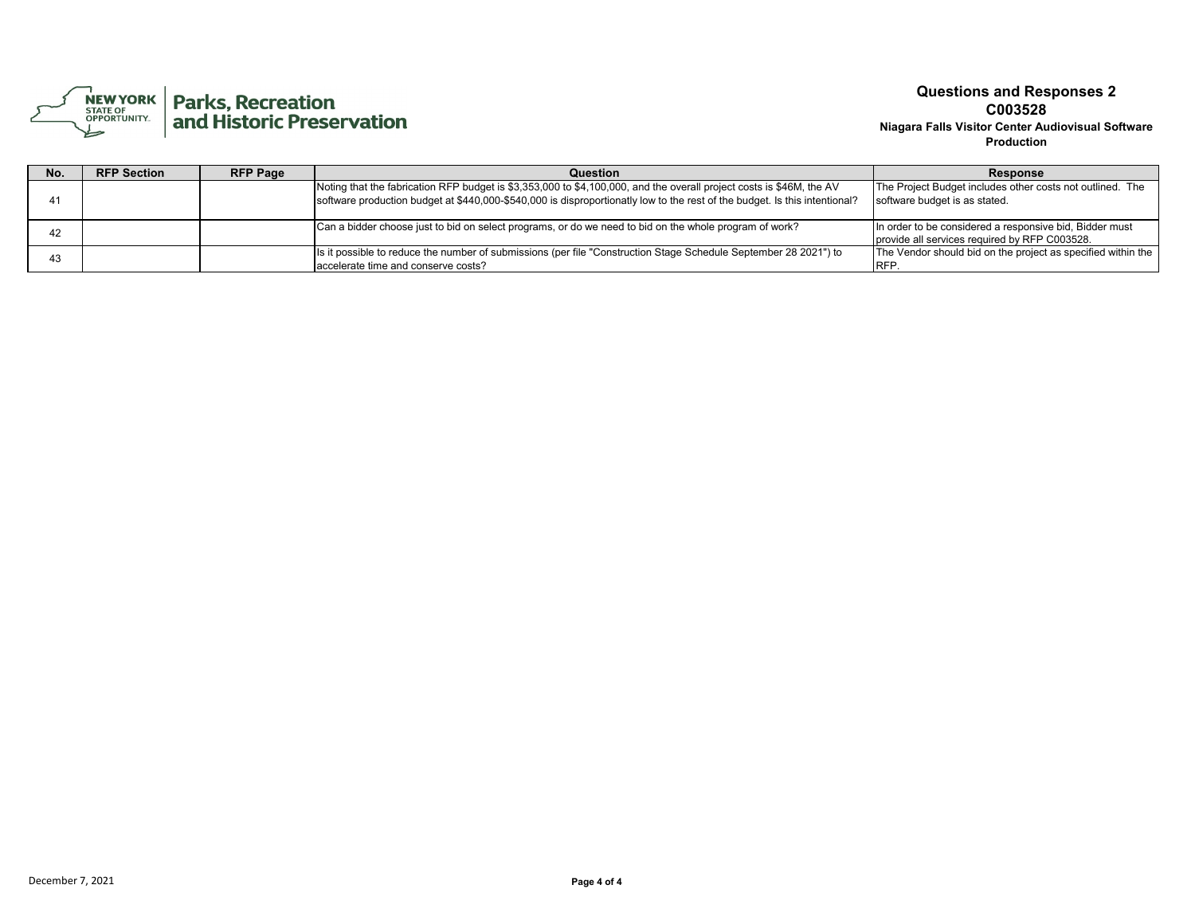New York State of Opportunity | Parks, Recreation and Historic Preservation

## Questions and Responses 2
## C003528
### Niagara Falls Visitor Center Audiovisual Software Production

| No. | RFP Section | RFP Page | Question | Response |
|---|---|---|---|---|
| 41 | | | Noting that the fabrication RFP budget is $3,353,000 to $4,100,000, and the overall project costs is $46M, the AV software production budget at $440,000-$540,000 is disproportionatly low to the rest of the budget. Is this intentional? | The Project Budget includes other costs not outlined. The software budget is as stated. |
| 42 | | | Can a bidder choose just to bid on select programs, or do we need to bid on the whole program of work? | In order to be considered a responsive bid, Bidder must provide all services required by RFP C003528. |
| 43 | | | Is it possible to reduce the number of submissions (per file "Construction Stage Schedule September 28 2021") to accelerate time and conserve costs? | The Vendor should bid on the project as specified within the RFP. |

December 7, 2021